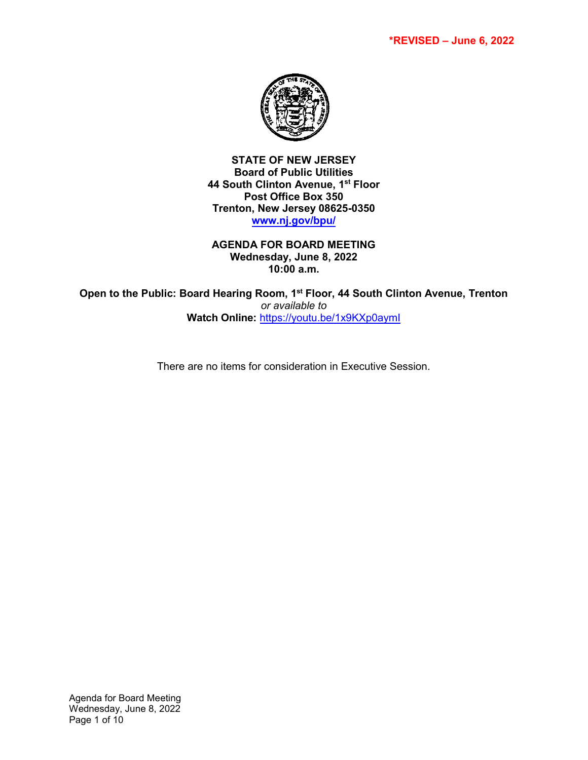**\*REVISED – June 6, 2022**

**STATE OF NEW JERSEY**
**Board of Public Utilities**
**44 South Clinton Avenue, 1st Floor**
**Post Office Box 350**
**Trenton, New Jersey 08625-0350**
**[www.nj.gov/bpu/](http://www.nj.gov/bpu/)**

**AGENDA FOR BOARD MEETING**
**Wednesday, June 8, 2022**
**10:00 a.m.**

**Open to the Public: Board Hearing Room, 1st Floor, 44 South Clinton Avenue, Trenton**
*or available to*
**Watch Online:** [https://youtu.be/1x9KXp0aymI](https://youtu.be/1x9KXp0aymI)

There are no items for consideration in Executive Session.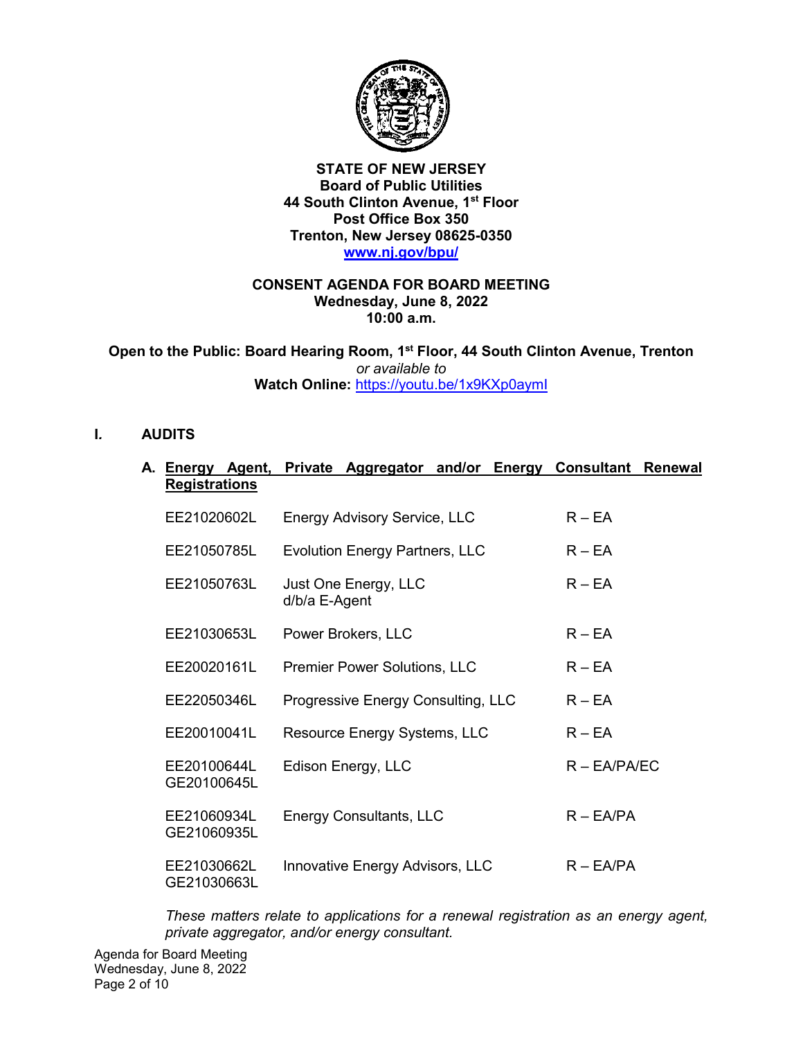**STATE OF NEW JERSEY**
**Board of Public Utilities**
**44 South Clinton Avenue, 1st Floor**
**Post Office Box 350**
**Trenton, New Jersey 08625-0350**
**[www.nj.gov/bpu/](http://www.nj.gov/bpu/)**

**CONSENT AGENDA FOR BOARD MEETING**
**Wednesday, June 8, 2022**
**10:00 a.m.**

**Open to the Public: Board Hearing Room, 1st Floor, 44 South Clinton Avenue, Trenton**
*or available to*
**Watch Online:** [https://youtu.be/1x9KXp0aymI](https://youtu.be/1x9KXp0aymI)

## I. AUDITS

### A. Energy Agent, Private Aggregator and/or Energy Consultant Renewal Registrations

| | | |
|---|---|---|
| EE21020602L | Energy Advisory Service, LLC | R – EA |
| EE21050785L | Evolution Energy Partners, LLC | R – EA |
| EE21050763L | Just One Energy, LLC d/b/a E-Agent | R – EA |
| EE21030653L | Power Brokers, LLC | R – EA |
| EE20020161L | Premier Power Solutions, LLC | R – EA |
| EE22050346L | Progressive Energy Consulting, LLC | R – EA |
| EE20010041L | Resource Energy Systems, LLC | R – EA |
| EE20100644L GE20100645L | Edison Energy, LLC | R – EA/PA/EC |
| EE21060934L GE21060935L | Energy Consultants, LLC | R – EA/PA |
| EE21030662L GE21030663L | Innovative Energy Advisors, LLC | R – EA/PA |

*These matters relate to applications for a renewal registration as an energy agent, private aggregator, and/or energy consultant.*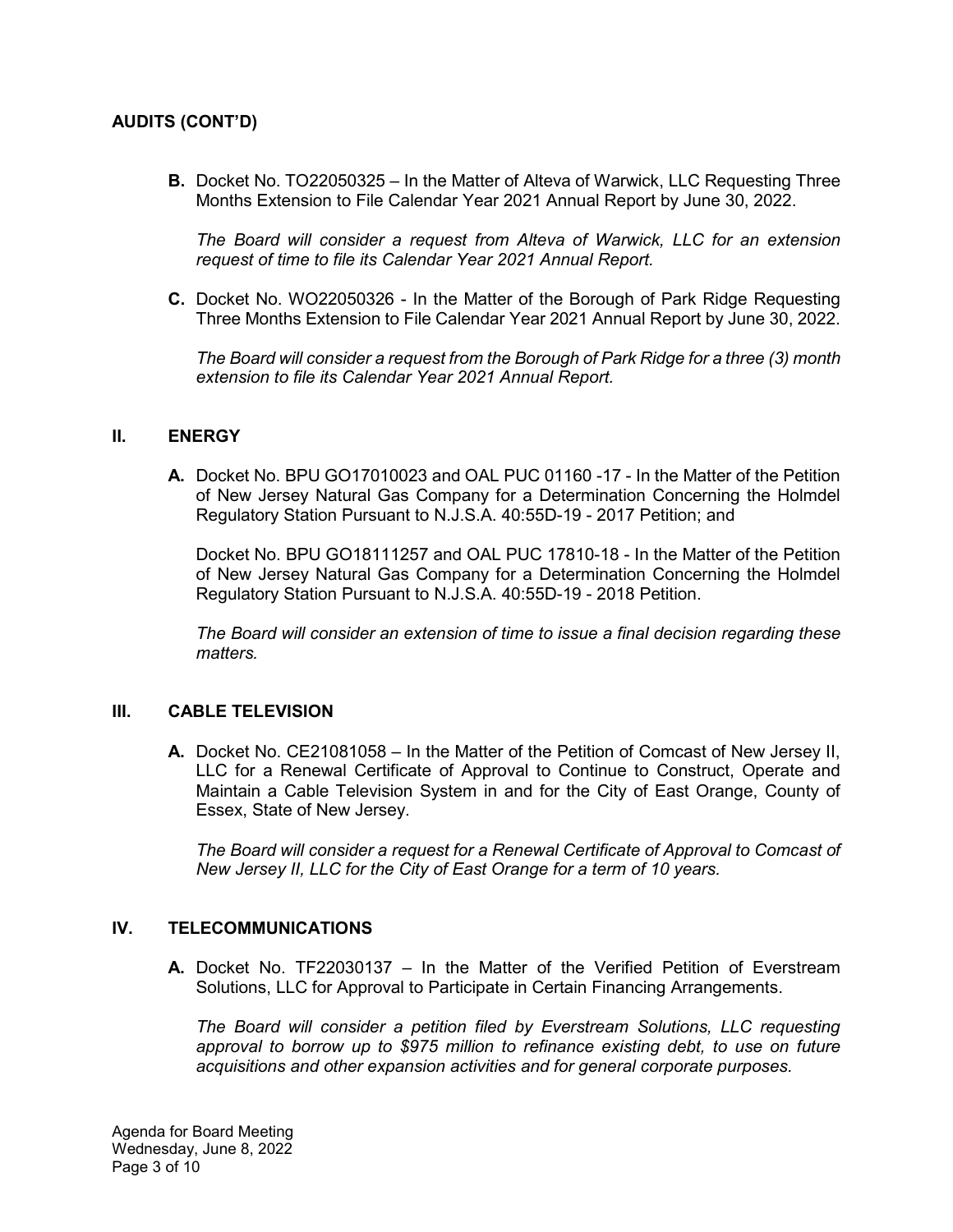**AUDITS (CONT'D)**

**B.** Docket No. TO22050325 – In the Matter of Alteva of Warwick, LLC Requesting Three Months Extension to File Calendar Year 2021 Annual Report by June 30, 2022.

*The Board will consider a request from Alteva of Warwick, LLC for an extension request of time to file its Calendar Year 2021 Annual Report.*

**C.** Docket No. WO22050326 - In the Matter of the Borough of Park Ridge Requesting Three Months Extension to File Calendar Year 2021 Annual Report by June 30, 2022.

*The Board will consider a request from the Borough of Park Ridge for a three (3) month extension to file its Calendar Year 2021 Annual Report.*

## II. ENERGY

**A.** Docket No. BPU GO17010023 and OAL PUC 01160 -17 - In the Matter of the Petition of New Jersey Natural Gas Company for a Determination Concerning the Holmdel Regulatory Station Pursuant to N.J.S.A. 40:55D-19 - 2017 Petition; and

Docket No. BPU GO18111257 and OAL PUC 17810-18 - In the Matter of the Petition of New Jersey Natural Gas Company for a Determination Concerning the Holmdel Regulatory Station Pursuant to N.J.S.A. 40:55D-19 - 2018 Petition.

*The Board will consider an extension of time to issue a final decision regarding these matters.*

## III. CABLE TELEVISION

**A.** Docket No. CE21081058 – In the Matter of the Petition of Comcast of New Jersey II, LLC for a Renewal Certificate of Approval to Continue to Construct, Operate and Maintain a Cable Television System in and for the City of East Orange, County of Essex, State of New Jersey.

*The Board will consider a request for a Renewal Certificate of Approval to Comcast of New Jersey II, LLC for the City of East Orange for a term of 10 years.*

## IV. TELECOMMUNICATIONS

**A.** Docket No. TF22030137 – In the Matter of the Verified Petition of Everstream Solutions, LLC for Approval to Participate in Certain Financing Arrangements.

*The Board will consider a petition filed by Everstream Solutions, LLC requesting approval to borrow up to $975 million to refinance existing debt, to use on future acquisitions and other expansion activities and for general corporate purposes.*

Agenda for Board Meeting
Wednesday, June 8, 2022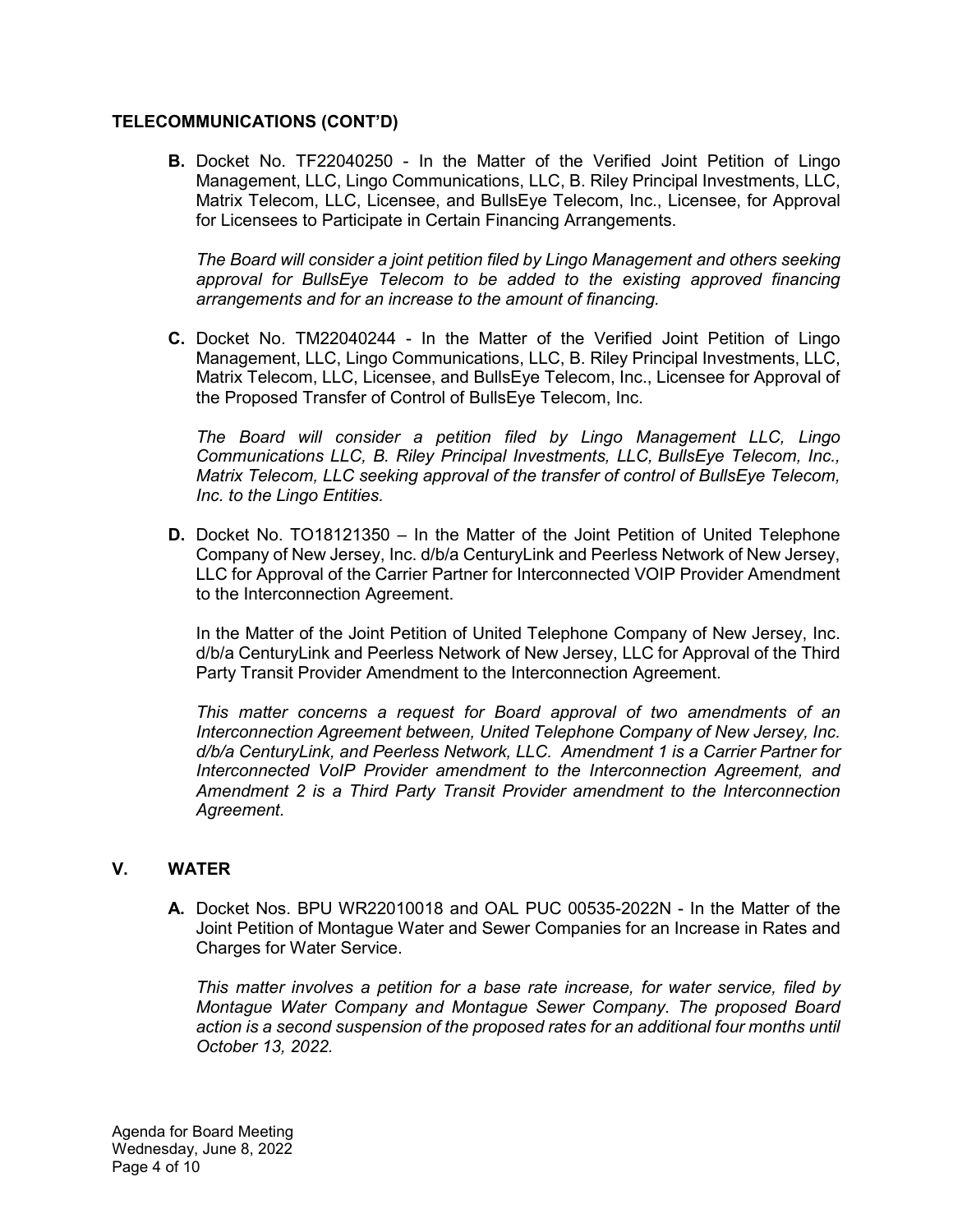**TELECOMMUNICATIONS (CONT'D)**

**B.** Docket No. TF22040250 - In the Matter of the Verified Joint Petition of Lingo Management, LLC, Lingo Communications, LLC, B. Riley Principal Investments, LLC, Matrix Telecom, LLC, Licensee, and BullsEye Telecom, Inc., Licensee, for Approval for Licensees to Participate in Certain Financing Arrangements.

*The Board will consider a joint petition filed by Lingo Management and others seeking approval for BullsEye Telecom to be added to the existing approved financing arrangements and for an increase to the amount of financing.*

**C.** Docket No. TM22040244 - In the Matter of the Verified Joint Petition of Lingo Management, LLC, Lingo Communications, LLC, B. Riley Principal Investments, LLC, Matrix Telecom, LLC, Licensee, and BullsEye Telecom, Inc., Licensee for Approval of the Proposed Transfer of Control of BullsEye Telecom, Inc.

*The Board will consider a petition filed by Lingo Management LLC, Lingo Communications LLC, B. Riley Principal Investments, LLC, BullsEye Telecom, Inc., Matrix Telecom, LLC seeking approval of the transfer of control of BullsEye Telecom, Inc. to the Lingo Entities.*

**D.** Docket No. TO18121350 – In the Matter of the Joint Petition of United Telephone Company of New Jersey, Inc. d/b/a CenturyLink and Peerless Network of New Jersey, LLC for Approval of the Carrier Partner for Interconnected VOIP Provider Amendment to the Interconnection Agreement.

In the Matter of the Joint Petition of United Telephone Company of New Jersey, Inc. d/b/a CenturyLink and Peerless Network of New Jersey, LLC for Approval of the Third Party Transit Provider Amendment to the Interconnection Agreement.

*This matter concerns a request for Board approval of two amendments of an Interconnection Agreement between, United Telephone Company of New Jersey, Inc. d/b/a CenturyLink, and Peerless Network, LLC. Amendment 1 is a Carrier Partner for Interconnected VoIP Provider amendment to the Interconnection Agreement, and Amendment 2 is a Third Party Transit Provider amendment to the Interconnection Agreement.*

## V. WATER

**A.** Docket Nos. BPU WR22010018 and OAL PUC 00535-2022N - In the Matter of the Joint Petition of Montague Water and Sewer Companies for an Increase in Rates and Charges for Water Service.

*This matter involves a petition for a base rate increase, for water service, filed by Montague Water Company and Montague Sewer Company. The proposed Board action is a second suspension of the proposed rates for an additional four months until October 13, 2022.*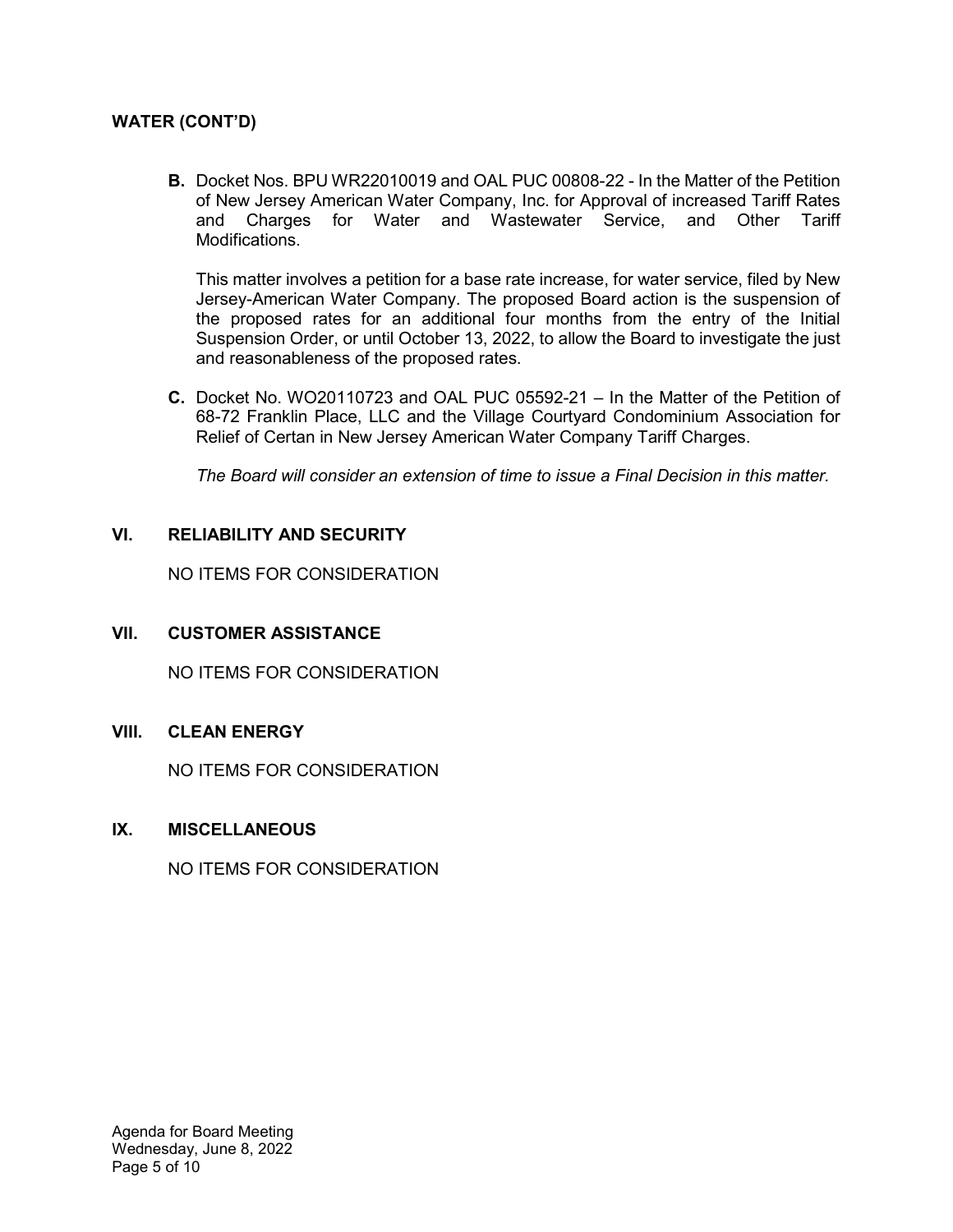**WATER (CONT'D)**

**B.** Docket Nos. BPU WR22010019 and OAL PUC 00808-22 - In the Matter of the Petition of New Jersey American Water Company, Inc. for Approval of increased Tariff Rates and Charges for Water and Wastewater Service, and Other Tariff Modifications.

This matter involves a petition for a base rate increase, for water service, filed by New Jersey-American Water Company. The proposed Board action is the suspension of the proposed rates for an additional four months from the entry of the Initial Suspension Order, or until October 13, 2022, to allow the Board to investigate the just and reasonableness of the proposed rates.

**C.** Docket No. WO20110723 and OAL PUC 05592-21 – In the Matter of the Petition of 68-72 Franklin Place, LLC and the Village Courtyard Condominium Association for Relief of Certan in New Jersey American Water Company Tariff Charges.

*The Board will consider an extension of time to issue a Final Decision in this matter.*

## VI. RELIABILITY AND SECURITY

NO ITEMS FOR CONSIDERATION

## VII. CUSTOMER ASSISTANCE

NO ITEMS FOR CONSIDERATION

## VIII. CLEAN ENERGY

NO ITEMS FOR CONSIDERATION

## IX. MISCELLANEOUS

NO ITEMS FOR CONSIDERATION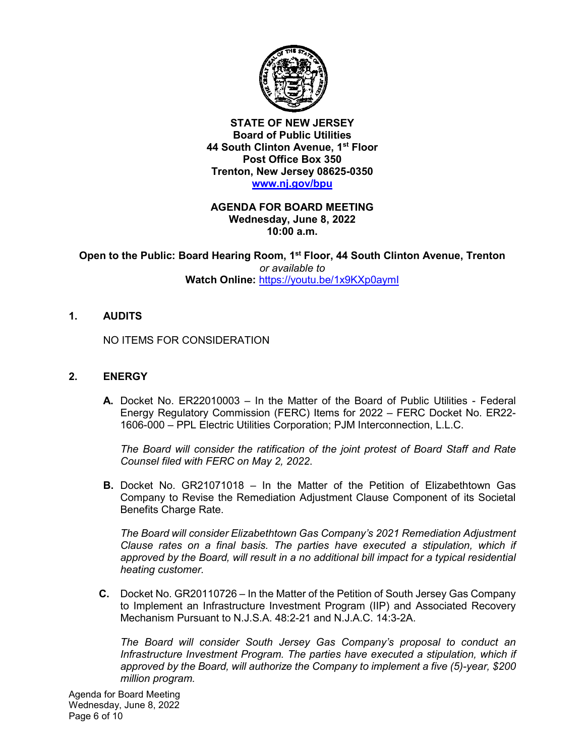**STATE OF NEW JERSEY**
**Board of Public Utilities**
**44 South Clinton Avenue, 1st Floor**
**Post Office Box 350**
**Trenton, New Jersey 08625-0350**
**[www.nj.gov/bpu](http://www.nj.gov/bpu)**

**AGENDA FOR BOARD MEETING**
**Wednesday, June 8, 2022**
**10:00 a.m.**

**Open to the Public: Board Hearing Room, 1st Floor, 44 South Clinton Avenue, Trenton**
*or available to*
**Watch Online:** https://youtu.be/1x9KXp0aymI

## 1. AUDITS

NO ITEMS FOR CONSIDERATION

## 2. ENERGY

**A.** Docket No. ER22010003 – In the Matter of the Board of Public Utilities - Federal Energy Regulatory Commission (FERC) Items for 2022 – FERC Docket No. ER22-1606-000 – PPL Electric Utilities Corporation; PJM Interconnection, L.L.C.

*The Board will consider the ratification of the joint protest of Board Staff and Rate Counsel filed with FERC on May 2, 2022.*

**B.** Docket No. GR21071018 – In the Matter of the Petition of Elizabethtown Gas Company to Revise the Remediation Adjustment Clause Component of its Societal Benefits Charge Rate.

*The Board will consider Elizabethtown Gas Company's 2021 Remediation Adjustment Clause rates on a final basis. The parties have executed a stipulation, which if approved by the Board, will result in a no additional bill impact for a typical residential heating customer.*

**C.** Docket No. GR20110726 – In the Matter of the Petition of South Jersey Gas Company to Implement an Infrastructure Investment Program (IIP) and Associated Recovery Mechanism Pursuant to N.J.S.A. 48:2-21 and N.J.A.C. 14:3-2A.

*The Board will consider South Jersey Gas Company's proposal to conduct an Infrastructure Investment Program. The parties have executed a stipulation, which if approved by the Board, will authorize the Company to implement a five (5)-year, $200 million program.*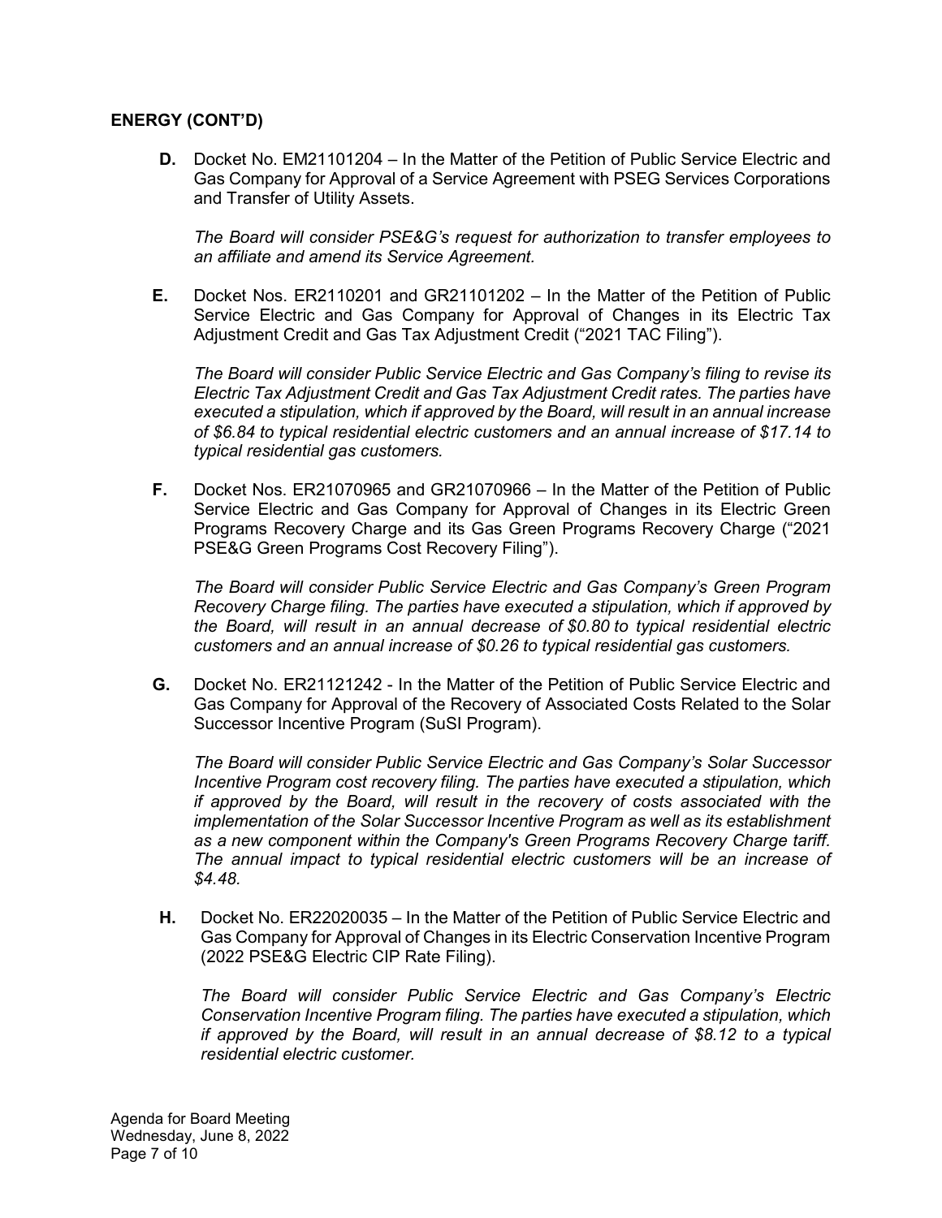**ENERGY (CONT'D)**

**D.** Docket No. EM21101204 – In the Matter of the Petition of Public Service Electric and Gas Company for Approval of a Service Agreement with PSEG Services Corporations and Transfer of Utility Assets.

*The Board will consider PSE&G's request for authorization to transfer employees to an affiliate and amend its Service Agreement.*

**E.** Docket Nos. ER2110201 and GR21101202 – In the Matter of the Petition of Public Service Electric and Gas Company for Approval of Changes in its Electric Tax Adjustment Credit and Gas Tax Adjustment Credit ("2021 TAC Filing").

*The Board will consider Public Service Electric and Gas Company's filing to revise its Electric Tax Adjustment Credit and Gas Tax Adjustment Credit rates. The parties have executed a stipulation, which if approved by the Board, will result in an annual increase of $6.84 to typical residential electric customers and an annual increase of $17.14 to typical residential gas customers.*

**F.** Docket Nos. ER21070965 and GR21070966 – In the Matter of the Petition of Public Service Electric and Gas Company for Approval of Changes in its Electric Green Programs Recovery Charge and its Gas Green Programs Recovery Charge ("2021 PSE&G Green Programs Cost Recovery Filing").

*The Board will consider Public Service Electric and Gas Company's Green Program Recovery Charge filing. The parties have executed a stipulation, which if approved by the Board, will result in an annual decrease of $0.80 to typical residential electric customers and an annual increase of $0.26 to typical residential gas customers.*

**G.** Docket No. ER21121242 - In the Matter of the Petition of Public Service Electric and Gas Company for Approval of the Recovery of Associated Costs Related to the Solar Successor Incentive Program (SuSI Program).

*The Board will consider Public Service Electric and Gas Company's Solar Successor Incentive Program cost recovery filing. The parties have executed a stipulation, which if approved by the Board, will result in the recovery of costs associated with the implementation of the Solar Successor Incentive Program as well as its establishment as a new component within the Company's Green Programs Recovery Charge tariff. The annual impact to typical residential electric customers will be an increase of $4.48.*

**H.** Docket No. ER22020035 – In the Matter of the Petition of Public Service Electric and Gas Company for Approval of Changes in its Electric Conservation Incentive Program (2022 PSE&G Electric CIP Rate Filing).

*The Board will consider Public Service Electric and Gas Company's Electric Conservation Incentive Program filing. The parties have executed a stipulation, which if approved by the Board, will result in an annual decrease of $8.12 to a typical residential electric customer.*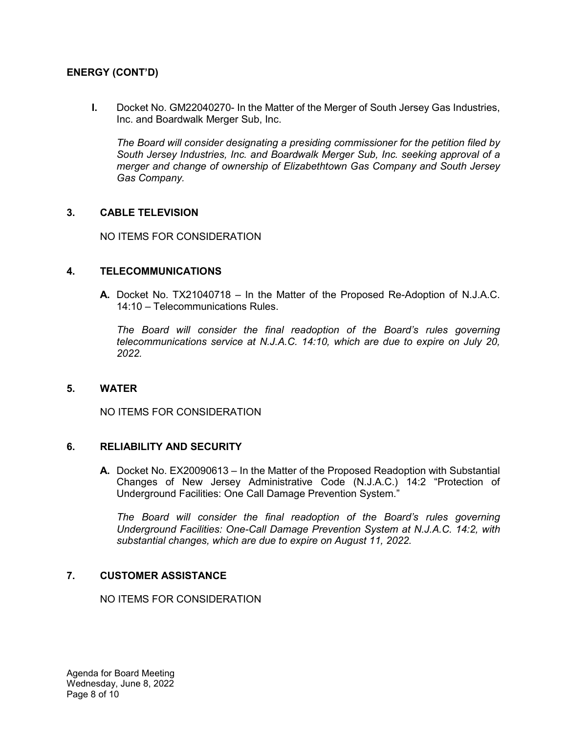## ENERGY (CONT'D)

**I.** Docket No. GM22040270- In the Matter of the Merger of South Jersey Gas Industries, Inc. and Boardwalk Merger Sub, Inc.

*The Board will consider designating a presiding commissioner for the petition filed by South Jersey Industries, Inc. and Boardwalk Merger Sub, Inc. seeking approval of a merger and change of ownership of Elizabethtown Gas Company and South Jersey Gas Company.*

## 3. CABLE TELEVISION

NO ITEMS FOR CONSIDERATION

## 4. TELECOMMUNICATIONS

**A.** Docket No. TX21040718 – In the Matter of the Proposed Re-Adoption of N.J.A.C. 14:10 – Telecommunications Rules.

*The Board will consider the final readoption of the Board's rules governing telecommunications service at N.J.A.C. 14:10, which are due to expire on July 20, 2022.*

## 5. WATER

NO ITEMS FOR CONSIDERATION

## 6. RELIABILITY AND SECURITY

**A.** Docket No. EX20090613 – In the Matter of the Proposed Readoption with Substantial Changes of New Jersey Administrative Code (N.J.A.C.) 14:2 "Protection of Underground Facilities: One Call Damage Prevention System."

*The Board will consider the final readoption of the Board's rules governing Underground Facilities: One-Call Damage Prevention System at N.J.A.C. 14:2, with substantial changes, which are due to expire on August 11, 2022.*

## 7. CUSTOMER ASSISTANCE

NO ITEMS FOR CONSIDERATION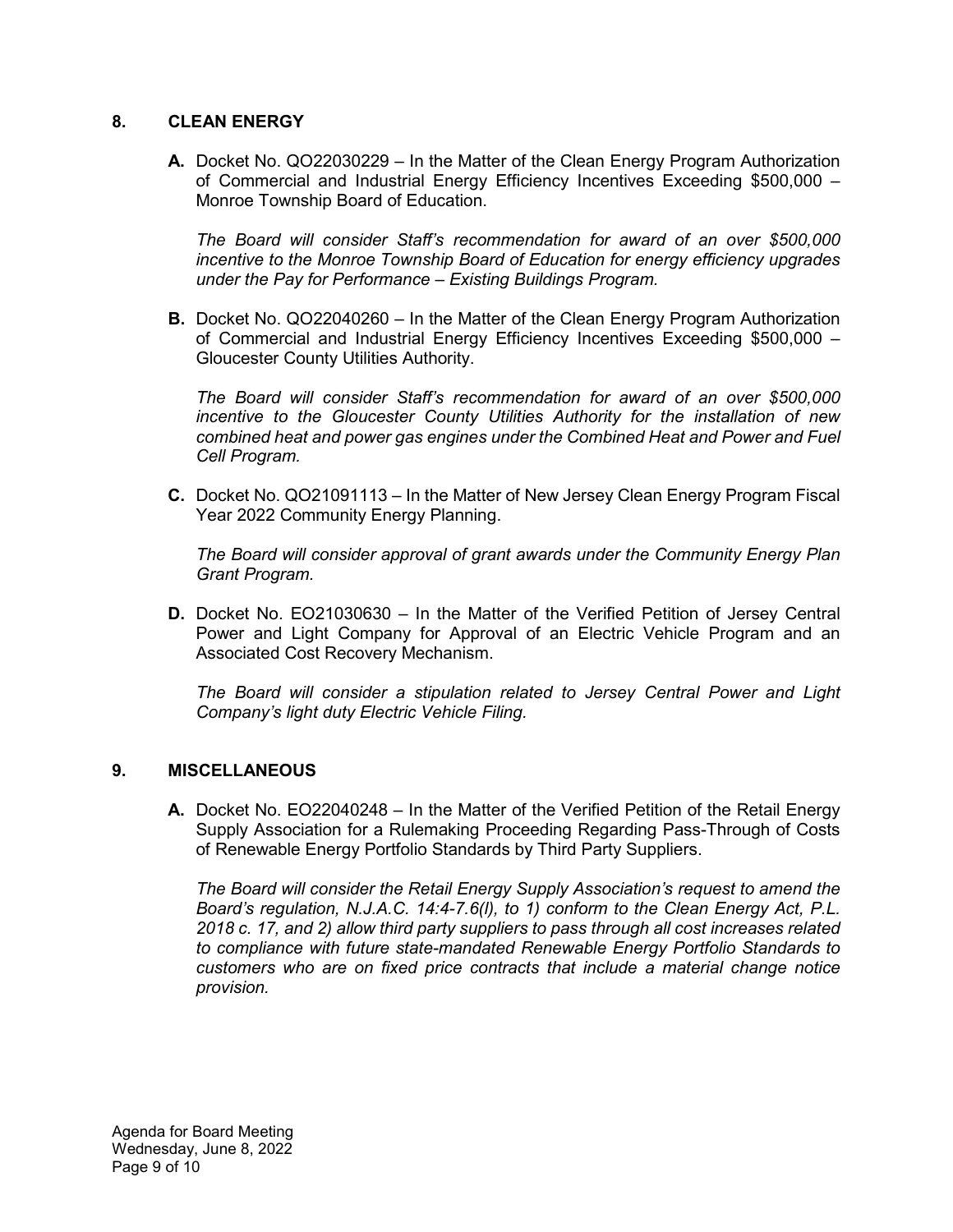## 8. CLEAN ENERGY

**A.** Docket No. QO22030229 – In the Matter of the Clean Energy Program Authorization of Commercial and Industrial Energy Efficiency Incentives Exceeding $500,000 – Monroe Township Board of Education.

*The Board will consider Staff's recommendation for award of an over $500,000 incentive to the Monroe Township Board of Education for energy efficiency upgrades under the Pay for Performance – Existing Buildings Program.*

**B.** Docket No. QO22040260 – In the Matter of the Clean Energy Program Authorization of Commercial and Industrial Energy Efficiency Incentives Exceeding $500,000 – Gloucester County Utilities Authority.

*The Board will consider Staff's recommendation for award of an over $500,000 incentive to the Gloucester County Utilities Authority for the installation of new combined heat and power gas engines under the Combined Heat and Power and Fuel Cell Program.*

**C.** Docket No. QO21091113 – In the Matter of New Jersey Clean Energy Program Fiscal Year 2022 Community Energy Planning.

*The Board will consider approval of grant awards under the Community Energy Plan Grant Program.*

**D.** Docket No. EO21030630 – In the Matter of the Verified Petition of Jersey Central Power and Light Company for Approval of an Electric Vehicle Program and an Associated Cost Recovery Mechanism.

*The Board will consider a stipulation related to Jersey Central Power and Light Company's light duty Electric Vehicle Filing.*

## 9. MISCELLANEOUS

**A.** Docket No. EO22040248 – In the Matter of the Verified Petition of the Retail Energy Supply Association for a Rulemaking Proceeding Regarding Pass-Through of Costs of Renewable Energy Portfolio Standards by Third Party Suppliers.

*The Board will consider the Retail Energy Supply Association's request to amend the Board's regulation, N.J.A.C. 14:4-7.6(l), to 1) conform to the Clean Energy Act, P.L. 2018 c. 17, and 2) allow third party suppliers to pass through all cost increases related to compliance with future state-mandated Renewable Energy Portfolio Standards to customers who are on fixed price contracts that include a material change notice provision.*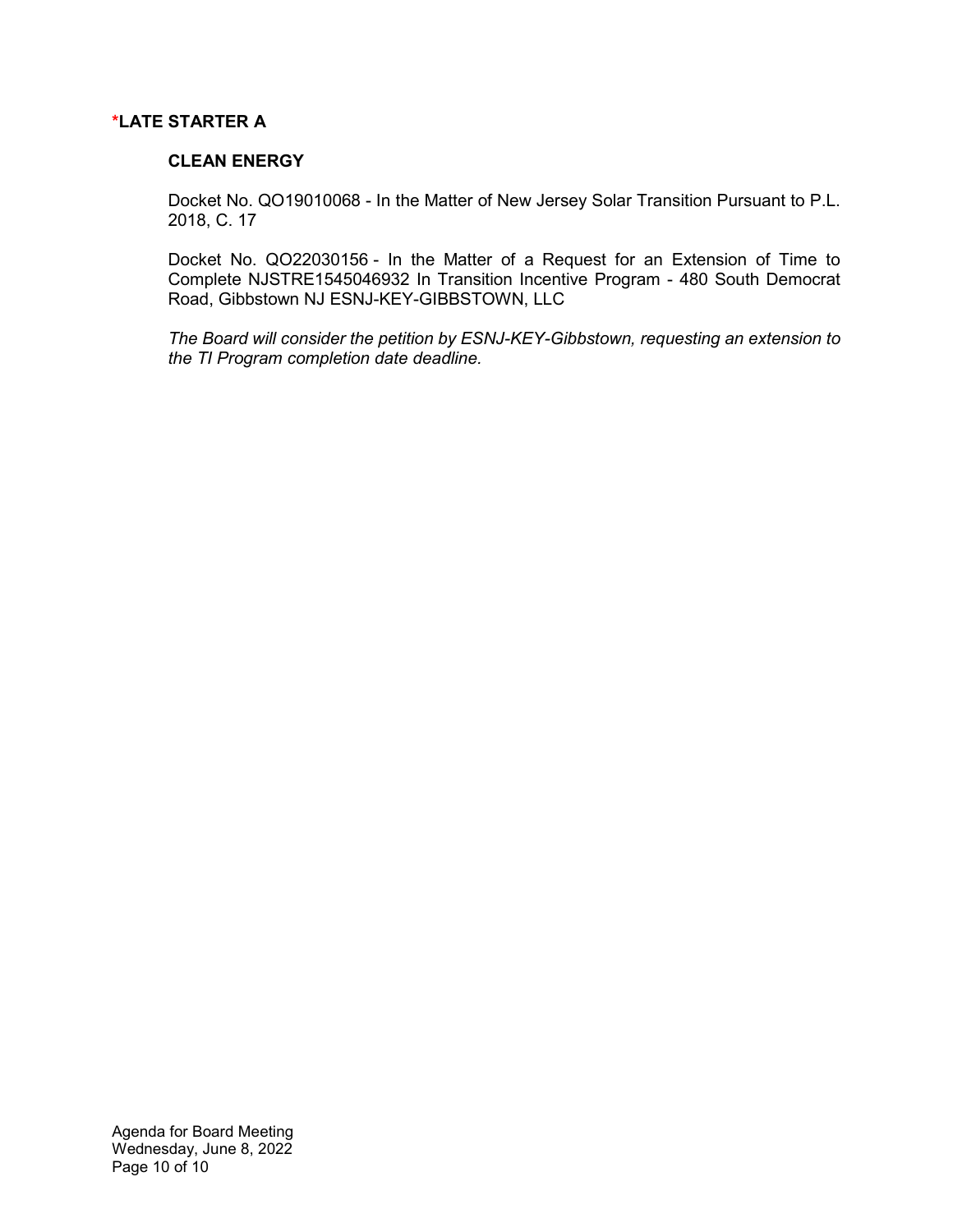## *LATE STARTER A

### CLEAN ENERGY

Docket No. QO19010068 - In the Matter of New Jersey Solar Transition Pursuant to P.L. 2018, C. 17

Docket No. QO22030156 - In the Matter of a Request for an Extension of Time to Complete NJSTRE1545046932 In Transition Incentive Program - 480 South Democrat Road, Gibbstown NJ ESNJ-KEY-GIBBSTOWN, LLC

*The Board will consider the petition by ESNJ-KEY-Gibbstown, requesting an extension to the TI Program completion date deadline.*